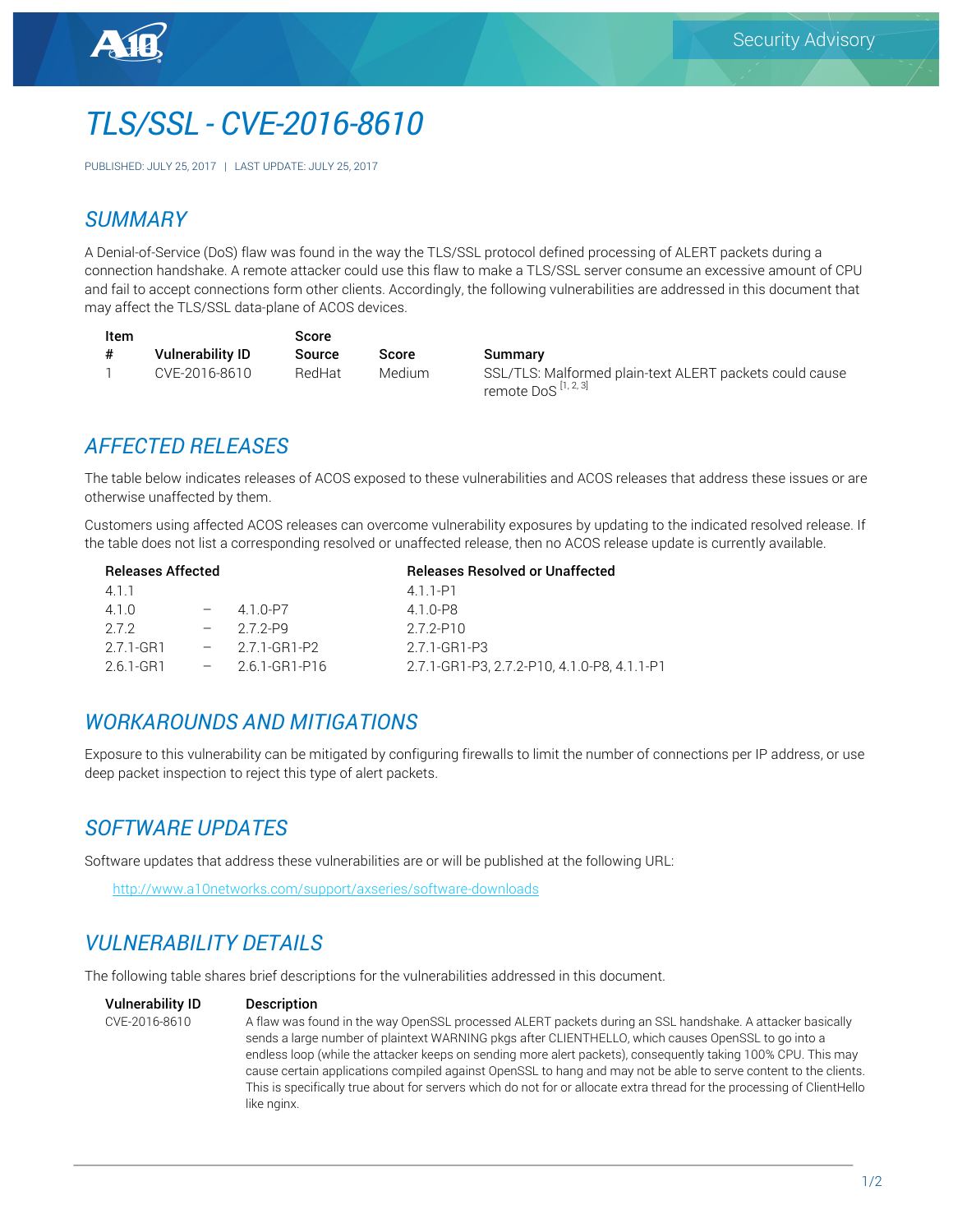# TLS/SSL - CVE-2016-8610

PUBLISHED: JULY 25, 2017 | LAST UPDATE: JULY 25, 2017

## SUMMARY

A Denial-of-Service (DoS) flaw was found in the way the TLS/SSL protocol defined processing of ALERT packets during a connection handshake. A remote attacker could use this flaw to make a TLS/SSL server consume an excessive amount of CPU and fail to accept connections form other clients. Accordingly, the following vulnerabilities are addressed in this document that may affect the TLS/SSL data-plane of ACOS devices.

| Item # | Vulnerability ID | Score Source | Score | Summary |
|---|---|---|---|---|
| 1 | CVE-2016-8610 | RedHat | Medium | SSL/TLS: Malformed plain-text ALERT packets could cause remote DoS [1, 2, 3] |

## AFFECTED RELEASES

The table below indicates releases of ACOS exposed to these vulnerabilities and ACOS releases that address these issues or are otherwise unaffected by them.

Customers using affected ACOS releases can overcome vulnerability exposures by updating to the indicated resolved release. If the table does not list a corresponding resolved or unaffected release, then no ACOS release update is currently available.

| Releases Affected | | | Releases Resolved or Unaffected |
|---|---|---|---|
| 4.1.1 | | | 4.1.1-P1 |
| 4.1.0 | – | 4.1.0-P7 | 4.1.0-P8 |
| 2.7.2 | – | 2.7.2-P9 | 2.7.2-P10 |
| 2.7.1-GR1 | – | 2.7.1-GR1-P2 | 2.7.1-GR1-P3 |
| 2.6.1-GR1 | – | 2.6.1-GR1-P16 | 2.7.1-GR1-P3, 2.7.2-P10, 4.1.0-P8, 4.1.1-P1 |

## WORKAROUNDS AND MITIGATIONS

Exposure to this vulnerability can be mitigated by configuring firewalls to limit the number of connections per IP address, or use deep packet inspection to reject this type of alert packets.

## SOFTWARE UPDATES

Software updates that address these vulnerabilities are or will be published at the following URL:

http://www.a10networks.com/support/axseries/software-downloads

## VULNERABILITY DETAILS

The following table shares brief descriptions for the vulnerabilities addressed in this document.

| Vulnerability ID | Description |
|---|---|
| CVE-2016-8610 | A flaw was found in the way OpenSSL processed ALERT packets during an SSL handshake. A attacker basically sends a large number of plaintext WARNING pkgs after CLIENTHELLO, which causes OpenSSL to go into a endless loop (while the attacker keeps on sending more alert packets), consequently taking 100% CPU. This may cause certain applications compiled against OpenSSL to hang and may not be able to serve content to the clients. This is specifically true about for servers which do not for or allocate extra thread for the processing of ClientHello like nginx. |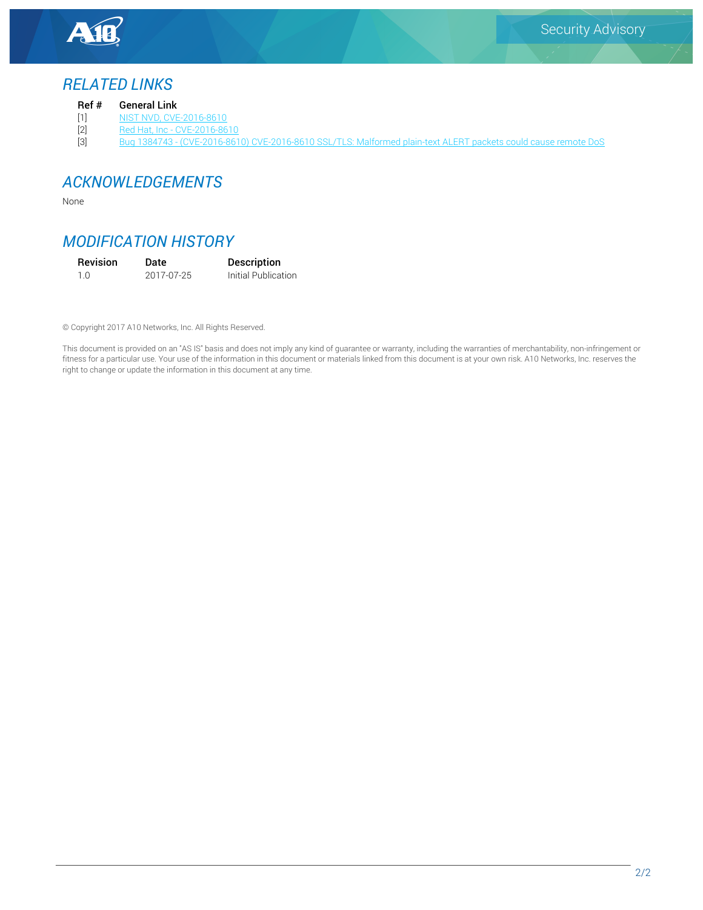## RELATED LINKS

| Ref # | General Link |
|---|---|
| [1] | NIST NVD, CVE-2016-8610 |
| [2] | Red Hat, Inc - CVE-2016-8610 |
| [3] | Bug 1384743 - (CVE-2016-8610) CVE-2016-8610 SSL/TLS: Malformed plain-text ALERT packets could cause remote DoS |

## ACKNOWLEDGEMENTS

None

## MODIFICATION HISTORY

| Revision | Date | Description |
|---|---|---|
| 1.0 | 2017-07-25 | Initial Publication |

© Copyright 2017 A10 Networks, Inc. All Rights Reserved.

This document is provided on an "AS IS" basis and does not imply any kind of guarantee or warranty, including the warranties of merchantability, non-infringement or fitness for a particular use. Your use of the information in this document or materials linked from this document is at your own risk. A10 Networks, Inc. reserves the right to change or update the information in this document at any time.